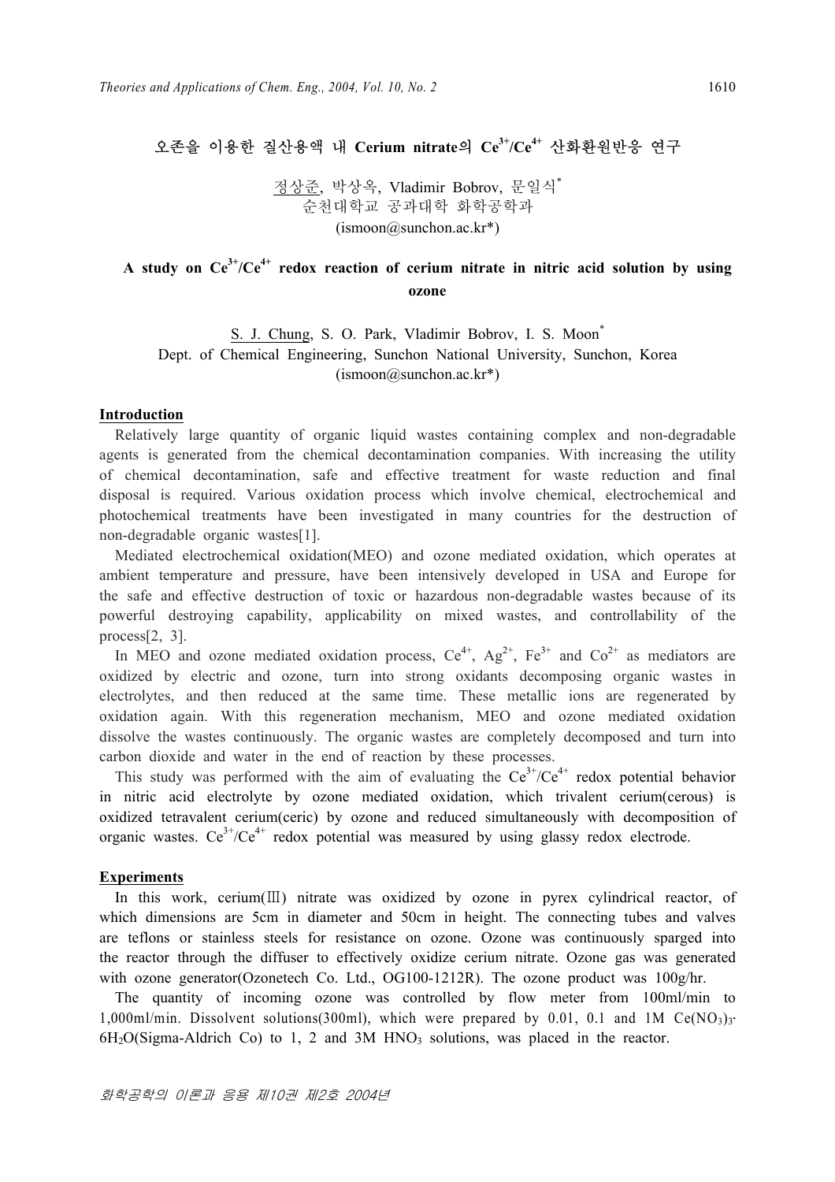# 오존을 이용한 질산용액 내 Cerium nitrate의 $Ce^{3+}/Ce^{4+}$ 산화환원반응 연구

정상준, 박상옥, Vladimir Bobrov, 문일식*
순천대학교 공과대학 화학공학과
(ismoon@sunchon.ac.kr*)

# A study on $Ce^{3+}/Ce^{4+}$ redox reaction of cerium nitrate in nitric acid solution by using ozone

S. J. Chung, S. O. Park, Vladimir Bobrov, I. S. Moon*
Dept. of Chemical Engineering, Sunchon National University, Sunchon, Korea
(ismoon@sunchon.ac.kr*)

## Introduction

Relatively large quantity of organic liquid wastes containing complex and non-degradable agents is generated from the chemical decontamination companies. With increasing the utility of chemical decontamination, safe and effective treatment for waste reduction and final disposal is required. Various oxidation process which involve chemical, electrochemical and photochemical treatments have been investigated in many countries for the destruction of non-degradable organic wastes[1].

Mediated electrochemical oxidation(MEO) and ozone mediated oxidation, which operates at ambient temperature and pressure, have been intensively developed in USA and Europe for the safe and effective destruction of toxic or hazardous non-degradable wastes because of its powerful destroying capability, applicability on mixed wastes, and controllability of the process[2, 3].

In MEO and ozone mediated oxidation process, $Ce^{4+}$, $Ag^{2+}$, $Fe^{3+}$ and $Co^{2+}$ as mediators are oxidized by electric and ozone, turn into strong oxidants decomposing organic wastes in electrolytes, and then reduced at the same time. These metallic ions are regenerated by oxidation again. With this regeneration mechanism, MEO and ozone mediated oxidation dissolve the wastes continuously. The organic wastes are completely decomposed and turn into carbon dioxide and water in the end of reaction by these processes.

This study was performed with the aim of evaluating the $Ce^{3+}/Ce^{4+}$ redox potential behavior in nitric acid electrolyte by ozone mediated oxidation, which trivalent cerium(cerous) is oxidized tetravalent cerium(ceric) by ozone and reduced simultaneously with decomposition of organic wastes. $Ce^{3+}/Ce^{4+}$ redox potential was measured by using glassy redox electrode.

## Experiments

In this work, cerium(Ⅲ) nitrate was oxidized by ozone in pyrex cylindrical reactor, of which dimensions are 5cm in diameter and 50cm in height. The connecting tubes and valves are teflons or stainless steels for resistance on ozone. Ozone was continuously sparged into the reactor through the diffuser to effectively oxidize cerium nitrate. Ozone gas was generated with ozone generator(Ozonetech Co. Ltd., OG100-1212R). The ozone product was 100g/hr.

The quantity of incoming ozone was controlled by flow meter from 100ml/min to 1,000ml/min. Dissolvent solutions(300ml), which were prepared by 0.01, 0.1 and 1M $Ce(NO_3)_3 \cdot 6H_2O$(Sigma-Aldrich Co) to 1, 2 and 3M $HNO_3$ solutions, was placed in the reactor.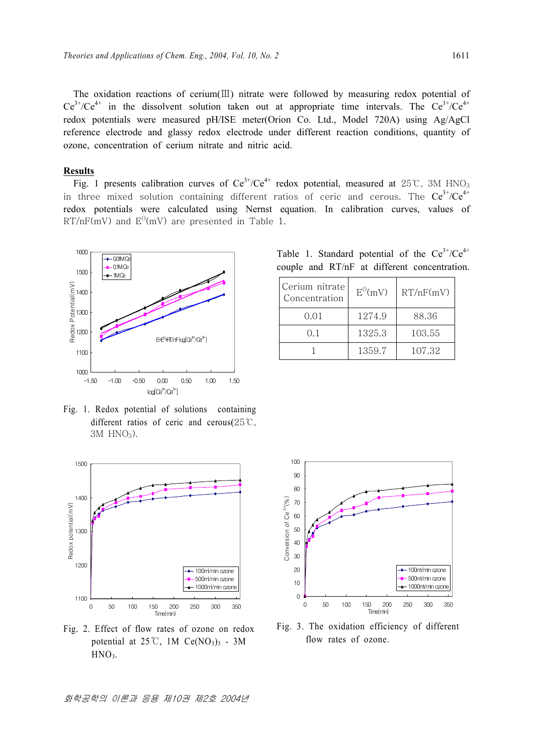The oxidation reactions of cerium(Ⅲ) nitrate were followed by measuring redox potential of $Ce^{3+}/Ce^{4+}$ in the dissolvent solution taken out at appropriate time intervals. The $Ce^{3+}/Ce^{4+}$ redox potentials were measured pH/ISE meter(Orion Co. Ltd., Model 720A) using Ag/AgCl reference electrode and glassy redox electrode under different reaction conditions, quantity of ozone, concentration of cerium nitrate and nitric acid.

## Results

Fig. 1 presents calibration curves of $Ce^{3+}/Ce^{4+}$ redox potential, measured at 25℃, 3M $HNO_3$ in three mixed solution containing different ratios of ceric and cerous. The $Ce^{3+}/Ce^{4+}$ redox potentials were calculated using Nernst equation. In calibration curves, values of RT/nF(mV) and $E^O$(mV) are presented in Table 1.

Fig. 1. Redox potential of solutions containing different ratios of ceric and cerous(25℃, 3M $HNO_3$).

Table 1. Standard potential of the $Ce^{3+}/Ce^{4+}$ couple and RT/nF at different concentration.

| Cerium nitrate Concentration | $E^O$(mV) | RT/nF(mV) |
|---|---|---|
| 0.01 | 1274.9 | 88.36 |
| 0.1 | 1325.3 | 103.55 |
| 1 | 1359.7 | 107.32 |

Fig. 2. Effect of flow rates of ozone on redox potential at 25℃, 1M $Ce(NO_3)_3$ - 3M $HNO_3$.

Fig. 3. The oxidation efficiency of different flow rates of ozone.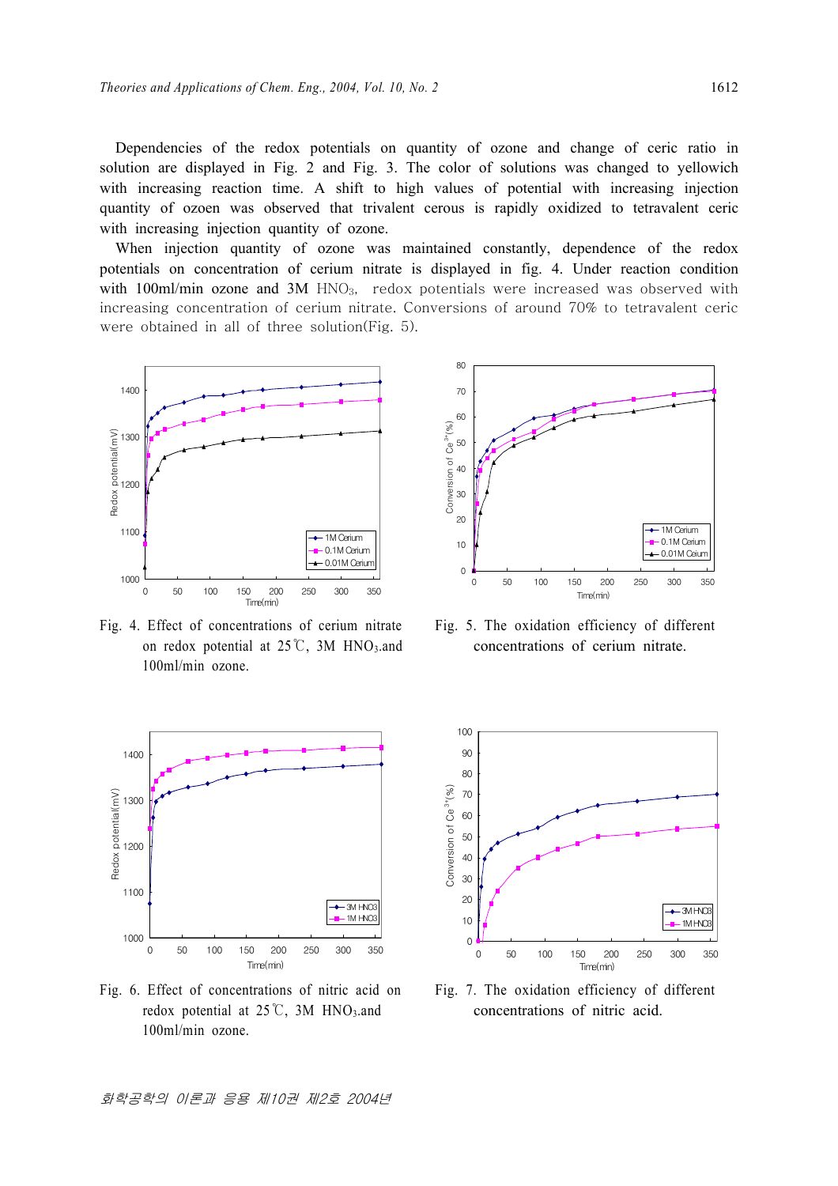Dependencies of the redox potentials on quantity of ozone and change of ceric ratio in solution are displayed in Fig. 2 and Fig. 3. The color of solutions was changed to yellowich with increasing reaction time. A shift to high values of potential with increasing injection quantity of ozoen was observed that trivalent cerous is rapidly oxidized to tetravalent ceric with increasing injection quantity of ozone.

When injection quantity of ozone was maintained constantly, dependence of the redox potentials on concentration of cerium nitrate is displayed in fig. 4. Under reaction condition with 100ml/min ozone and 3M $HNO_3$, redox potentials were increased was observed with increasing concentration of cerium nitrate. Conversions of around 70% to tetravalent ceric were obtained in all of three solution(Fig. 5).

Fig. 4. Effect of concentrations of cerium nitrate on redox potential at 25℃, 3M $HNO_3$.and 100ml/min ozone.

Fig. 5. The oxidation efficiency of different concentrations of cerium nitrate.

Fig. 6. Effect of concentrations of nitric acid on redox potential at 25℃, 3M $HNO_3$.and 100ml/min ozone.

Fig. 7. The oxidation efficiency of different concentrations of nitric acid.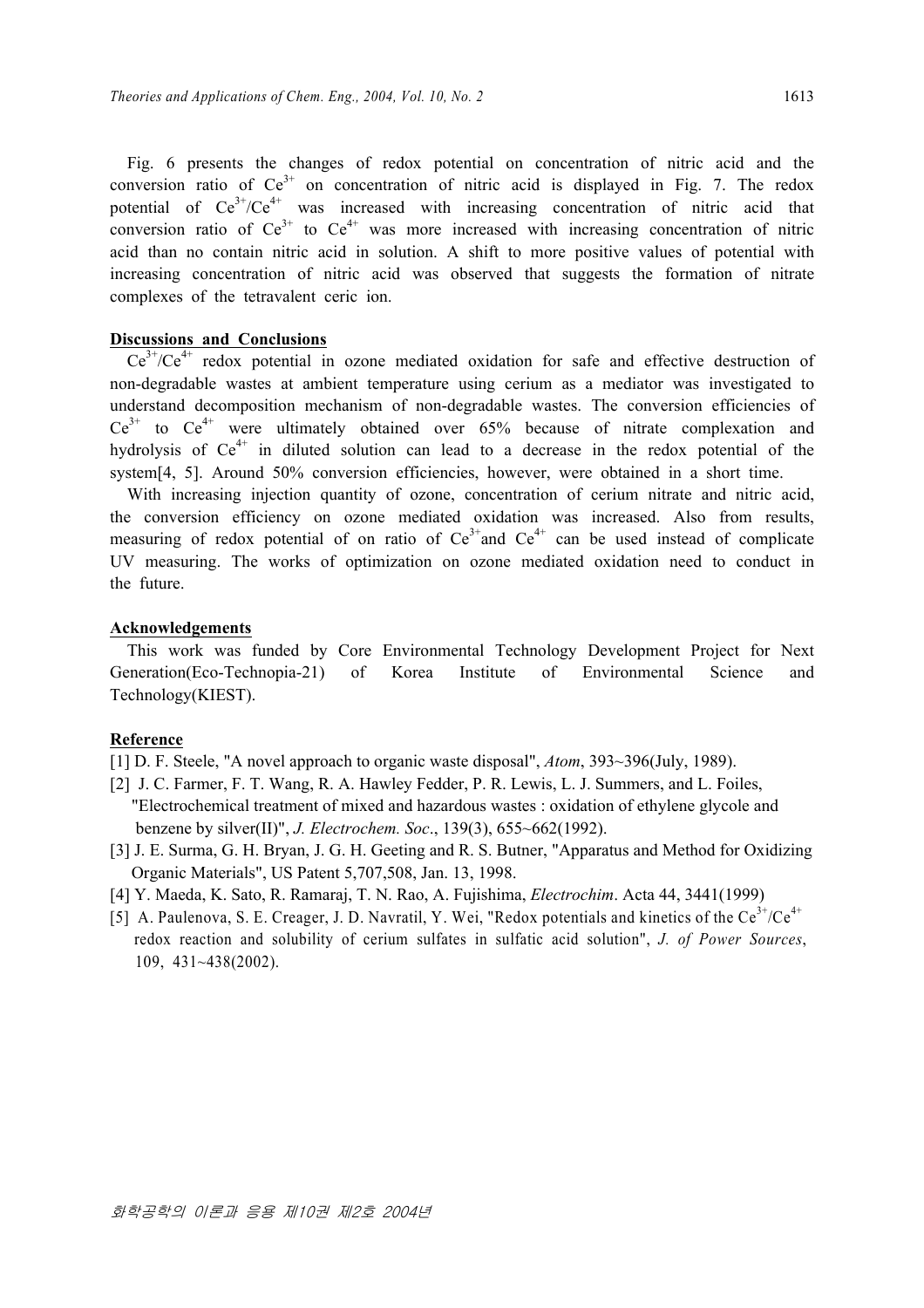Fig. 6 presents the changes of redox potential on concentration of nitric acid and the conversion ratio of $Ce^{3+}$ on concentration of nitric acid is displayed in Fig. 7. The redox potential of $Ce^{3+}/Ce^{4+}$ was increased with increasing concentration of nitric acid that conversion ratio of $Ce^{3+}$ to $Ce^{4+}$ was more increased with increasing concentration of nitric acid than no contain nitric acid in solution. A shift to more positive values of potential with increasing concentration of nitric acid was observed that suggests the formation of nitrate complexes of the tetravalent ceric ion.

## Discussions and Conclusions

$Ce^{3+}/Ce^{4+}$ redox potential in ozone mediated oxidation for safe and effective destruction of non-degradable wastes at ambient temperature using cerium as a mediator was investigated to understand decomposition mechanism of non-degradable wastes. The conversion efficiencies of $Ce^{3+}$ to $Ce^{4+}$ were ultimately obtained over 65% because of nitrate complexation and hydrolysis of $Ce^{4+}$ in diluted solution can lead to a decrease in the redox potential of the system[4, 5]. Around 50% conversion efficiencies, however, were obtained in a short time.

With increasing injection quantity of ozone, concentration of cerium nitrate and nitric acid, the conversion efficiency on ozone mediated oxidation was increased. Also from results, measuring of redox potential of on ratio of $Ce^{3+}$and $Ce^{4+}$ can be used instead of complicate UV measuring. The works of optimization on ozone mediated oxidation need to conduct in the future.

## Acknowledgements

This work was funded by Core Environmental Technology Development Project for Next Generation(Eco-Technopia-21) of Korea Institute of Environmental Science and Technology(KIEST).

## Reference

[1] D. F. Steele, "A novel approach to organic waste disposal", *Atom*, 393~396(July, 1989).

[2] J. C. Farmer, F. T. Wang, R. A. Hawley Fedder, P. R. Lewis, L. J. Summers, and L. Foiles, "Electrochemical treatment of mixed and hazardous wastes : oxidation of ethylene glycole and benzene by silver(II)", *J. Electrochem. Soc*., 139(3), 655~662(1992).

[3] J. E. Surma, G. H. Bryan, J. G. H. Geeting and R. S. Butner, "Apparatus and Method for Oxidizing Organic Materials", US Patent 5,707,508, Jan. 13, 1998.

[4] Y. Maeda, K. Sato, R. Ramaraj, T. N. Rao, A. Fujishima, *Electrochim*. Acta 44, 3441(1999)

[5] A. Paulenova, S. E. Creager, J. D. Navratil, Y. Wei, "Redox potentials and kinetics of the $Ce^{3+}/Ce^{4+}$ redox reaction and solubility of cerium sulfates in sulfatic acid solution", *J. of Power Sources*, 109, 431~438(2002).